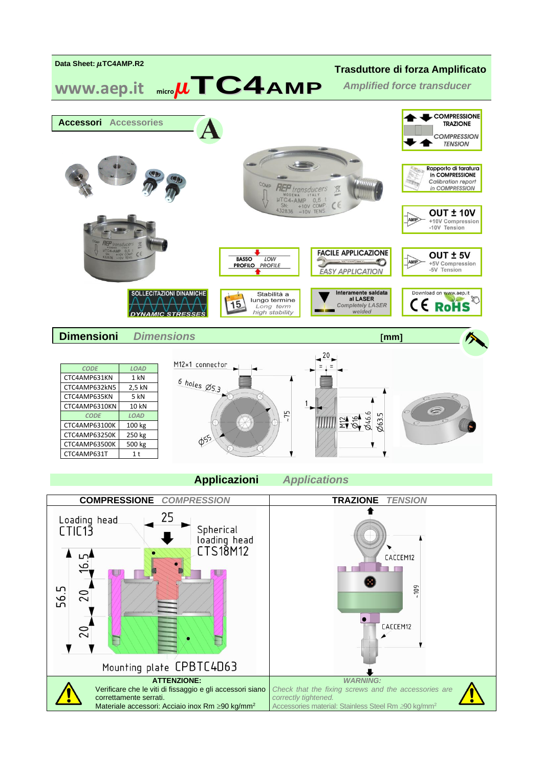Data Sheet: µTC4AMP.R2

# www.aep.it micro µTC4AMP

## Trasduttore di forza Amplificato

*Amplified force transducer*

## Accessori *Accessories*

COMPRESSIONE TRAZIONE
*COMPRESSION TENSION*

Rapporto di taratura in COMPRESSIONE
*Calibration report in COMPRESSION*

OUT ± 10V
+10V Compression
-10V Tension

BASSO PROFILO *LOW PROFILE*

FACILE APPLICAZIONE *EASY APPLICATION*

OUT ± 5V
+5V Compression
-5V Tension

SOLLECITAZIONI DINAMICHE *DYNAMIC STRESSES*

Stabilità a lungo termine *Long term high stability*

Interamente saldata al LASER *Completely LASER welded*

Download on www.aep.it
CE RoHS

## Dimensioni *Dimensions* [mm]

| CODE | LOAD |
|---|---|
| CTC4AMP631KN | 1 kN |
| CTC4AMP632kN5 | 2,5 kN |
| CTC4AMP635KN | 5 kN |
| CTC4AMP6310KN | 10 kN |
| CODE | LOAD |
| CTC4AMP63100K | 100 kg |
| CTC4AMP63250K | 250 kg |
| CTC4AMP63500K | 500 kg |
| CTC4AMP631T | 1 t |

M12x1 connector; 6 holes Ø5.3; Ø55; ~75; 20; 1; M12; Ø16; Ø46.6; Ø63.5

## Applicazioni *Applications*

| COMPRESSIONE *COMPRESSION* | TRAZIONE *TENSION* |
|---|---|
| Loading head CTIC13; Spherical loading head CTS18M12; Mounting plate CPBTC4D63; 25; 16.5; 20; 20; 56.5 | CACCEM12; CACCEM12; ~109 |

**ATTENZIONE:**
Verificare che le viti di fissaggio e gli accessori siano correttamente serrati.
Materiale accessori: Acciaio inox Rm ≥90 kg/mm²

***WARNING:***
*Check that the fixing screws and the accessories are correctly tightened.*
*Accessories material: Stainless Steel Rm ≥90 kg/mm²*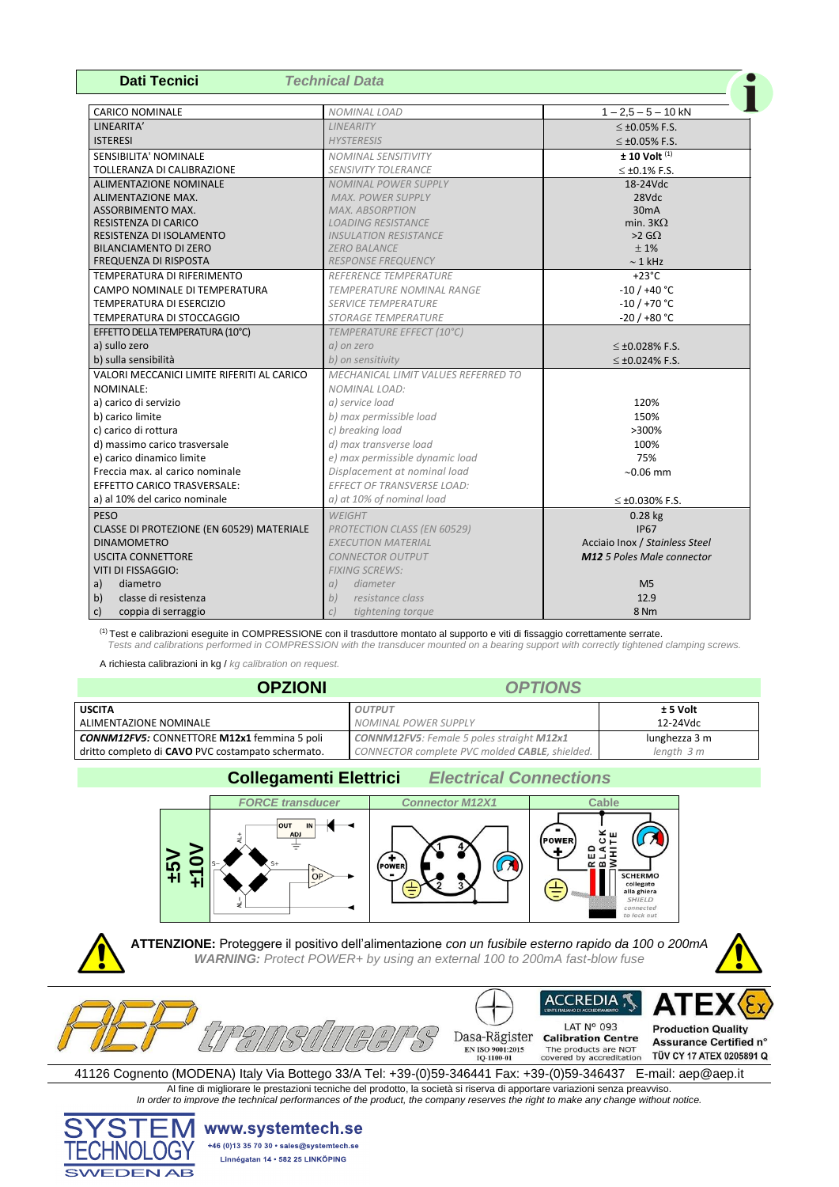## Dati Tecnici — *Technical Data*

| | | |
|---|---|---|
| CARICO NOMINALE | *NOMINAL LOAD* | 1 – 2,5 – 5 – 10 kN |
| LINEARITA' | *LINEARITY* | ≤ ±0.05% F.S. |
| ISTERESI | *HYSTERESIS* | ≤ ±0.05% F.S. |
| SENSIBILITA' NOMINALE | *NOMINAL SENSITIVITY* | **± 10 Volt** [(1)] |
| TOLLERANZA DI CALIBRAZIONE | *SENSIVITY TOLERANCE* | ≤ ±0.1% F.S. |
| ALIMENTAZIONE NOMINALE | *NOMINAL POWER SUPPLY* | 18-24Vdc |
| ALIMENTAZIONE MAX. | *MAX. POWER SUPPLY* | 28Vdc |
| ASSORBIMENTO MAX. | *MAX. ABSORPTION* | 30mA |
| RESISTENZA DI CARICO | *LOADING RESISTANCE* | min. 3KΩ |
| RESISTENZA DI ISOLAMENTO | *INSULATION RESISTANCE* | >2 GΩ |
| BILANCIAMENTO DI ZERO | *ZERO BALANCE* | ± 1% |
| FREQUENZA DI RISPOSTA | *RESPONSE FREQUENCY* | ~ 1 kHz |
| TEMPERATURA DI RIFERIMENTO | *REFERENCE TEMPERATURE* | +23°C |
| CAMPO NOMINALE DI TEMPERATURA | *TEMPERATURE NOMINAL RANGE* | -10 / +40 °C |
| TEMPERATURA DI ESERCIZIO | *SERVICE TEMPERATURE* | -10 / +70 °C |
| TEMPERATURA DI STOCCAGGIO | *STORAGE TEMPERATURE* | -20 / +80 °C |
| EFFETTO DELLA TEMPERATURA (10°C) | *TEMPERATURE EFFECT (10°C)* | |
| a) sullo zero | *a) on zero* | ≤ ±0.028% F.S. |
| b) sulla sensibilità | *b) on sensitivity* | ≤ ±0.024% F.S. |
| VALORI MECCANICI LIMITE RIFERITI AL CARICO NOMINALE: | *MECHANICAL LIMIT VALUES REFERRED TO NOMINAL LOAD:* | |
| a) carico di servizio | *a) service load* | 120% |
| b) carico limite | *b) max permissible load* | 150% |
| c) carico di rottura | *c) breaking load* | >300% |
| d) massimo carico trasversale | *d) max transverse load* | 100% |
| e) carico dinamico limite | *e) max permissible dynamic load* | 75% |
| Freccia max. al carico nominale | *Displacement at nominal load* | ~0.06 mm |
| EFFETTO CARICO TRASVERSALE: | *EFFECT OF TRANSVERSE LOAD:* | |
| a) al 10% del carico nominale | *a) at 10% of nominal load* | ≤ ±0.030% F.S. |
| PESO | *WEIGHT* | 0.28 kg |
| CLASSE DI PROTEZIONE (EN 60529) | *PROTECTION CLASS (EN 60529)* | IP67 |
| MATERIALE DINAMOMETRO | *EXECUTION MATERIAL* | Acciaio Inox / *Stainless Steel* |
| USCITA CONNETTORE | *CONNECTOR OUTPUT* | ***M12*** *5 Poles Male connector* |
| VITI DI FISSAGGIO: | *FIXING SCREWS:* | |
| a) diametro | *a) diameter* | M5 |
| b) classe di resistenza | *b) resistance class* | 12.9 |
| c) coppia di serraggio | *c) tightening torque* | 8 Nm |

[(1)] Test e calibrazioni eseguite in COMPRESSIONE con il trasduttore montato al supporto e viti di fissaggio correttamente serrate.
*Tests and calibrations performed in COMPRESSION with the transducer mounted on a bearing support with correctly tightened clamping screws.*

A richiesta calibrazioni in kg / *kg calibration on request.*

## OPZIONI — *OPTIONS*

| | | |
|---|---|---|
| **USCITA** | *OUTPUT* | **± 5 Volt** |
| ALIMENTAZIONE NOMINALE | *NOMINAL POWER SUPPLY* | 12-24Vdc |
| ***CONNM12FV5:*** CONNETTORE **M12x1** femmina 5 poli dritto completo di **CAVO** PVC costampato schermato. | ***CONNM12FV5:*** *Female 5 poles straight* ***M12x1*** *CONNECTOR complete PVC molded* ***CABLE****, shielded.* | lunghezza 3 m *length 3 m* |

## Collegamenti Elettrici — *Electrical Connections*

*FORCE transducer* | *Connector M12X1* | *Cable*

±5V
±10V

OUT
ADJ
IN
AL+
S-
S+
OP
AL-

POWER
1
2
3
4

RED
BLACK
WHITE
SCHERMO collegato alla ghiera
*SHIELD connected to lock nut*

**ATTENZIONE:** Proteggere il positivo dell'alimentazione *con un fusibile esterno rapido da 100 o 200mA*
***WARNING:*** *Protect POWER+ by using an external 100 to 200mA fast-blow fuse*

AEP transducers

Dasa-Rägister EN ISO 9001:2015 IQ-1100-01

ACCREDIA — L'ENTE ITALIANO DI ACCREDITAMENTO
LAT N° 093
**Calibration Centre**
The products are NOT covered by accreditation

ATEX
**Production Quality Assurance Certified n°**
**TÜV CY 17 ATEX 0205891 Q**

41126 Cognento (MODENA) Italy Via Bottego 33/A Tel: +39-(0)59-346441 Fax: +39-(0)59-346437 E-mail: aep@aep.it

Al fine di migliorare le prestazioni tecniche del prodotto, la società si riserva di apportare variazioni senza preavviso.
*In order to improve the technical performances of the product, the company reserves the right to make any change without notice.*

SYSTEM TECHNOLOGY SWEDEN AB
**www.systemtech.se**
+46 (0)13 35 70 30 • sales@systemtech.se
Linnégatan 14 • 582 25 LINKÖPING